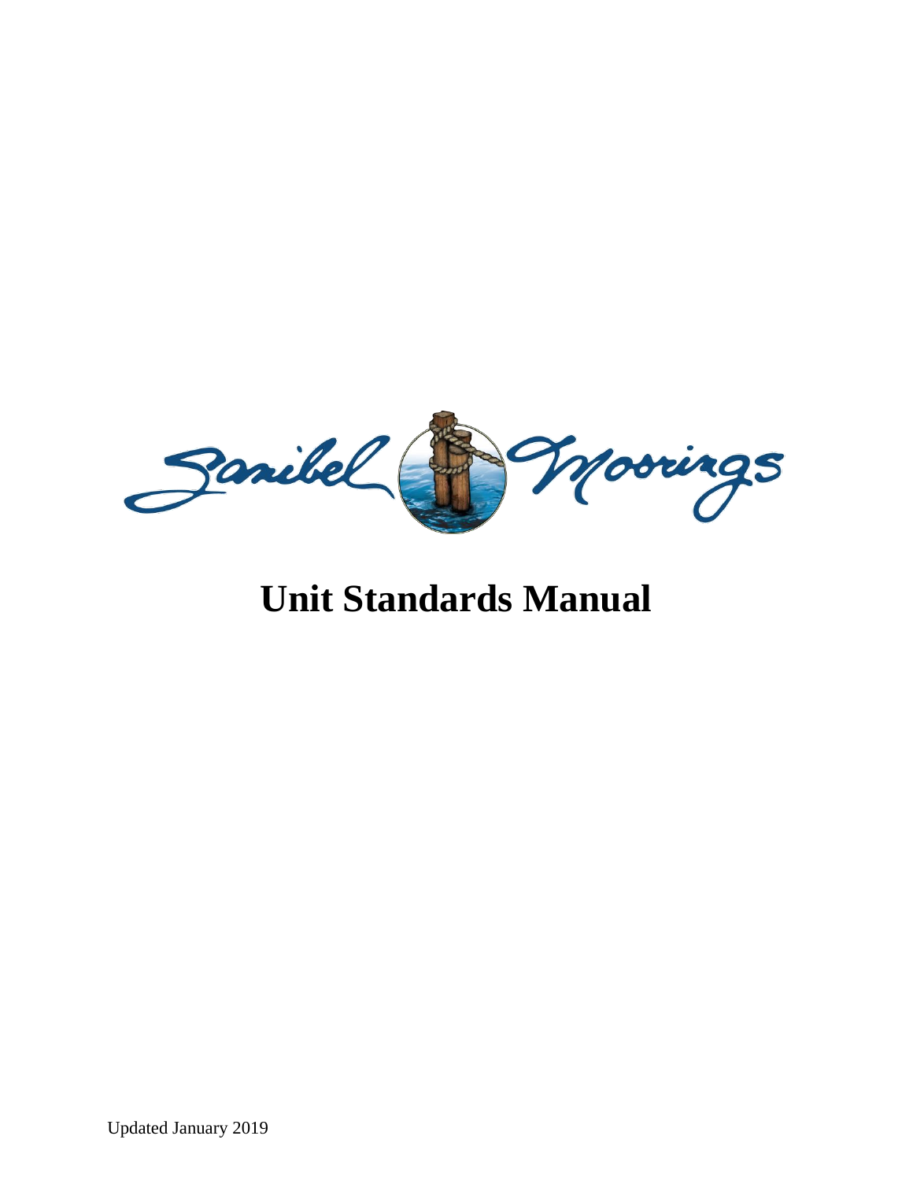Sanibel Moorings

# Unit Standards Manual

Updated January 2019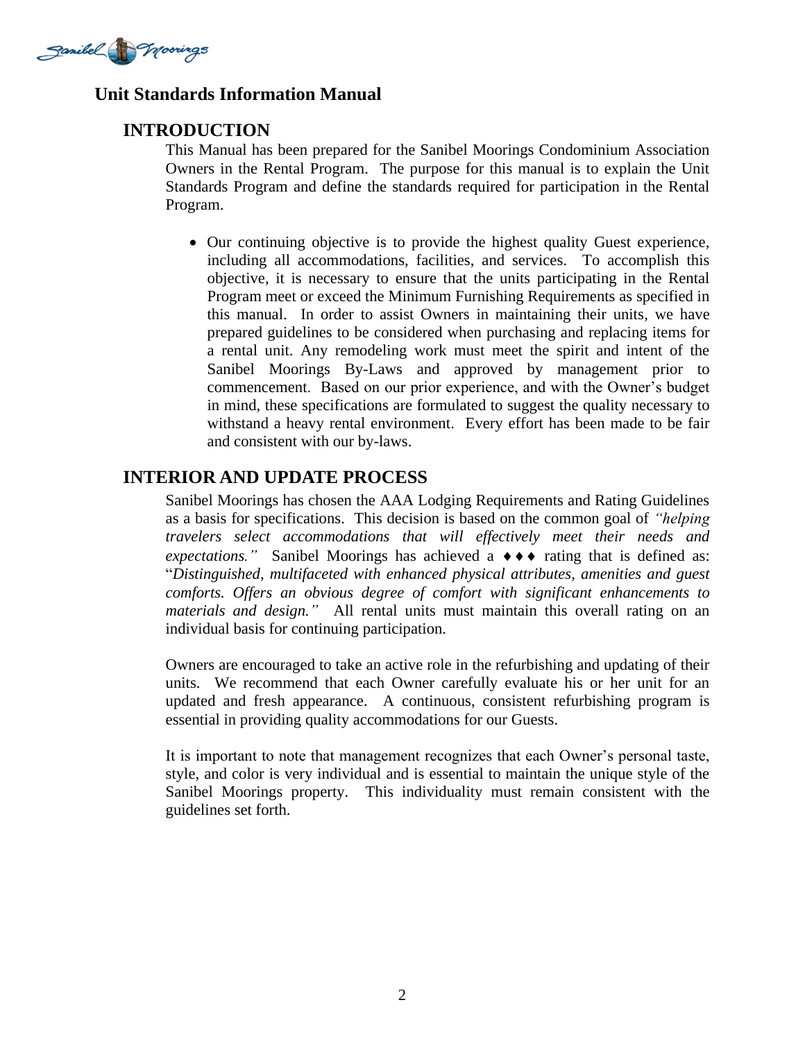## Unit Standards Information Manual

### INTRODUCTION

This Manual has been prepared for the Sanibel Moorings Condominium Association Owners in the Rental Program. The purpose for this manual is to explain the Unit Standards Program and define the standards required for participation in the Rental Program.

- Our continuing objective is to provide the highest quality Guest experience, including all accommodations, facilities, and services. To accomplish this objective, it is necessary to ensure that the units participating in the Rental Program meet or exceed the Minimum Furnishing Requirements as specified in this manual. In order to assist Owners in maintaining their units, we have prepared guidelines to be considered when purchasing and replacing items for a rental unit. Any remodeling work must meet the spirit and intent of the Sanibel Moorings By-Laws and approved by management prior to commencement. Based on our prior experience, and with the Owner's budget in mind, these specifications are formulated to suggest the quality necessary to withstand a heavy rental environment. Every effort has been made to be fair and consistent with our by-laws.

### INTERIOR AND UPDATE PROCESS

Sanibel Moorings has chosen the AAA Lodging Requirements and Rating Guidelines as a basis for specifications. This decision is based on the common goal of *"helping travelers select accommodations that will effectively meet their needs and expectations."* Sanibel Moorings has achieved a ♦♦♦ rating that is defined as: "*Distinguished, multifaceted with enhanced physical attributes, amenities and guest comforts. Offers an obvious degree of comfort with significant enhancements to materials and design."* All rental units must maintain this overall rating on an individual basis for continuing participation.

Owners are encouraged to take an active role in the refurbishing and updating of their units. We recommend that each Owner carefully evaluate his or her unit for an updated and fresh appearance. A continuous, consistent refurbishing program is essential in providing quality accommodations for our Guests.

It is important to note that management recognizes that each Owner's personal taste, style, and color is very individual and is essential to maintain the unique style of the Sanibel Moorings property. This individuality must remain consistent with the guidelines set forth.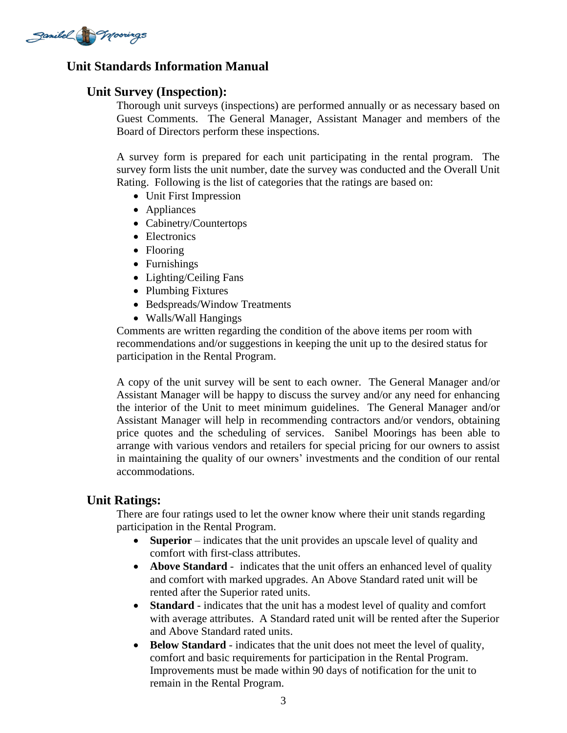# Unit Standards Information Manual

## Unit Survey (Inspection):

Thorough unit surveys (inspections) are performed annually or as necessary based on Guest Comments. The General Manager, Assistant Manager and members of the Board of Directors perform these inspections.

A survey form is prepared for each unit participating in the rental program. The survey form lists the unit number, date the survey was conducted and the Overall Unit Rating. Following is the list of categories that the ratings are based on:

- Unit First Impression
- Appliances
- Cabinetry/Countertops
- Electronics
- Flooring
- Furnishings
- Lighting/Ceiling Fans
- Plumbing Fixtures
- Bedspreads/Window Treatments
- Walls/Wall Hangings

Comments are written regarding the condition of the above items per room with recommendations and/or suggestions in keeping the unit up to the desired status for participation in the Rental Program.

A copy of the unit survey will be sent to each owner. The General Manager and/or Assistant Manager will be happy to discuss the survey and/or any need for enhancing the interior of the Unit to meet minimum guidelines. The General Manager and/or Assistant Manager will help in recommending contractors and/or vendors, obtaining price quotes and the scheduling of services. Sanibel Moorings has been able to arrange with various vendors and retailers for special pricing for our owners to assist in maintaining the quality of our owners' investments and the condition of our rental accommodations.

## Unit Ratings:

There are four ratings used to let the owner know where their unit stands regarding participation in the Rental Program.

- **Superior** – indicates that the unit provides an upscale level of quality and comfort with first-class attributes.
- **Above Standard** - indicates that the unit offers an enhanced level of quality and comfort with marked upgrades. An Above Standard rated unit will be rented after the Superior rated units.
- **Standard** - indicates that the unit has a modest level of quality and comfort with average attributes. A Standard rated unit will be rented after the Superior and Above Standard rated units.
- **Below Standard** - indicates that the unit does not meet the level of quality, comfort and basic requirements for participation in the Rental Program. Improvements must be made within 90 days of notification for the unit to remain in the Rental Program.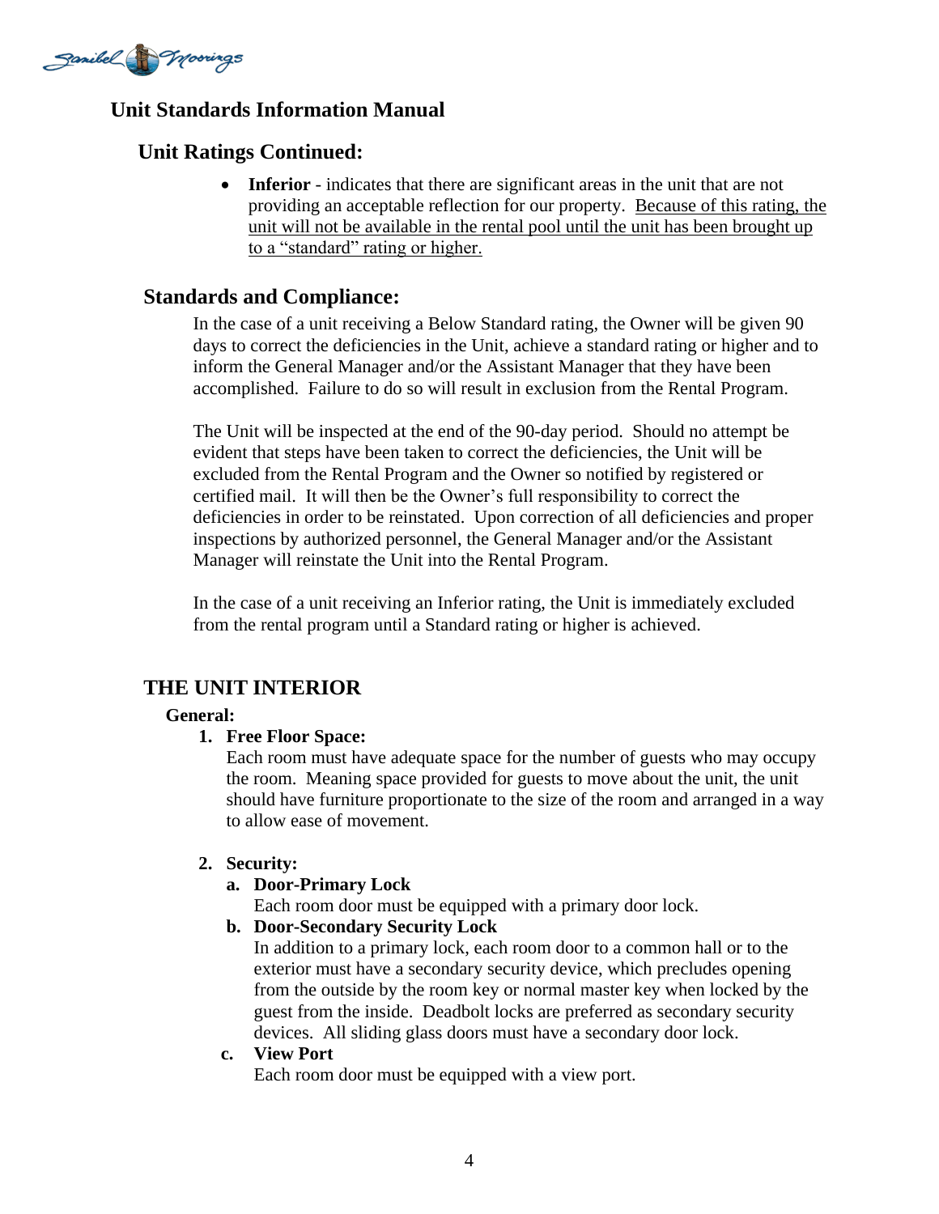## Unit Standards Information Manual

### Unit Ratings Continued:

- **Inferior** - indicates that there are significant areas in the unit that are not providing an acceptable reflection for our property. Because of this rating, the unit will not be available in the rental pool until the unit has been brought up to a "standard" rating or higher.

### Standards and Compliance:

In the case of a unit receiving a Below Standard rating, the Owner will be given 90 days to correct the deficiencies in the Unit, achieve a standard rating or higher and to inform the General Manager and/or the Assistant Manager that they have been accomplished. Failure to do so will result in exclusion from the Rental Program.

The Unit will be inspected at the end of the 90-day period. Should no attempt be evident that steps have been taken to correct the deficiencies, the Unit will be excluded from the Rental Program and the Owner so notified by registered or certified mail. It will then be the Owner's full responsibility to correct the deficiencies in order to be reinstated. Upon correction of all deficiencies and proper inspections by authorized personnel, the General Manager and/or the Assistant Manager will reinstate the Unit into the Rental Program.

In the case of a unit receiving an Inferior rating, the Unit is immediately excluded from the rental program until a Standard rating or higher is achieved.

## THE UNIT INTERIOR

**General:**

1. **Free Floor Space:**
   Each room must have adequate space for the number of guests who may occupy the room. Meaning space provided for guests to move about the unit, the unit should have furniture proportionate to the size of the room and arranged in a way to allow ease of movement.

2. **Security:**
   a. **Door-Primary Lock**
      Each room door must be equipped with a primary door lock.
   b. **Door-Secondary Security Lock**
      In addition to a primary lock, each room door to a common hall or to the exterior must have a secondary security device, which precludes opening from the outside by the room key or normal master key when locked by the guest from the inside. Deadbolt locks are preferred as secondary security devices. All sliding glass doors must have a secondary door lock.
   c. **View Port**
      Each room door must be equipped with a view port.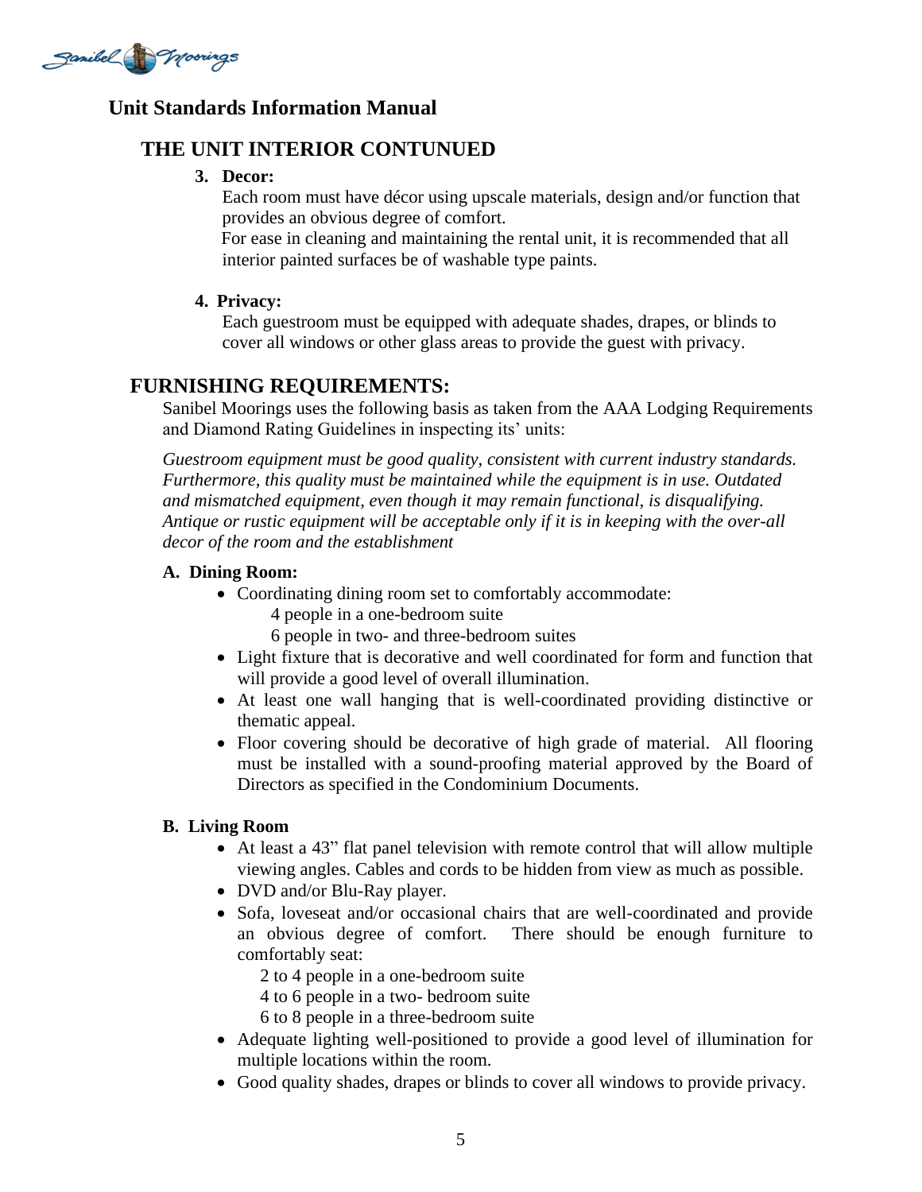## Unit Standards Information Manual

### THE UNIT INTERIOR CONTUNUED

**3. Decor:**

Each room must have décor using upscale materials, design and/or function that provides an obvious degree of comfort.

For ease in cleaning and maintaining the rental unit, it is recommended that all interior painted surfaces be of washable type paints.

**4. Privacy:**

Each guestroom must be equipped with adequate shades, drapes, or blinds to cover all windows or other glass areas to provide the guest with privacy.

### FURNISHING REQUIREMENTS:

Sanibel Moorings uses the following basis as taken from the AAA Lodging Requirements and Diamond Rating Guidelines in inspecting its' units:

*Guestroom equipment must be good quality, consistent with current industry standards. Furthermore, this quality must be maintained while the equipment is in use. Outdated and mismatched equipment, even though it may remain functional, is disqualifying. Antique or rustic equipment will be acceptable only if it is in keeping with the over-all decor of the room and the establishment*

**A. Dining Room:**

- Coordinating dining room set to comfortably accommodate:
  4 people in a one-bedroom suite
  6 people in two- and three-bedroom suites
- Light fixture that is decorative and well coordinated for form and function that will provide a good level of overall illumination.
- At least one wall hanging that is well-coordinated providing distinctive or thematic appeal.
- Floor covering should be decorative of high grade of material. All flooring must be installed with a sound-proofing material approved by the Board of Directors as specified in the Condominium Documents.

**B. Living Room**

- At least a 43" flat panel television with remote control that will allow multiple viewing angles. Cables and cords to be hidden from view as much as possible.
- DVD and/or Blu-Ray player.
- Sofa, loveseat and/or occasional chairs that are well-coordinated and provide an obvious degree of comfort. There should be enough furniture to comfortably seat:
  2 to 4 people in a one-bedroom suite
  4 to 6 people in a two- bedroom suite
  6 to 8 people in a three-bedroom suite
- Adequate lighting well-positioned to provide a good level of illumination for multiple locations within the room.
- Good quality shades, drapes or blinds to cover all windows to provide privacy.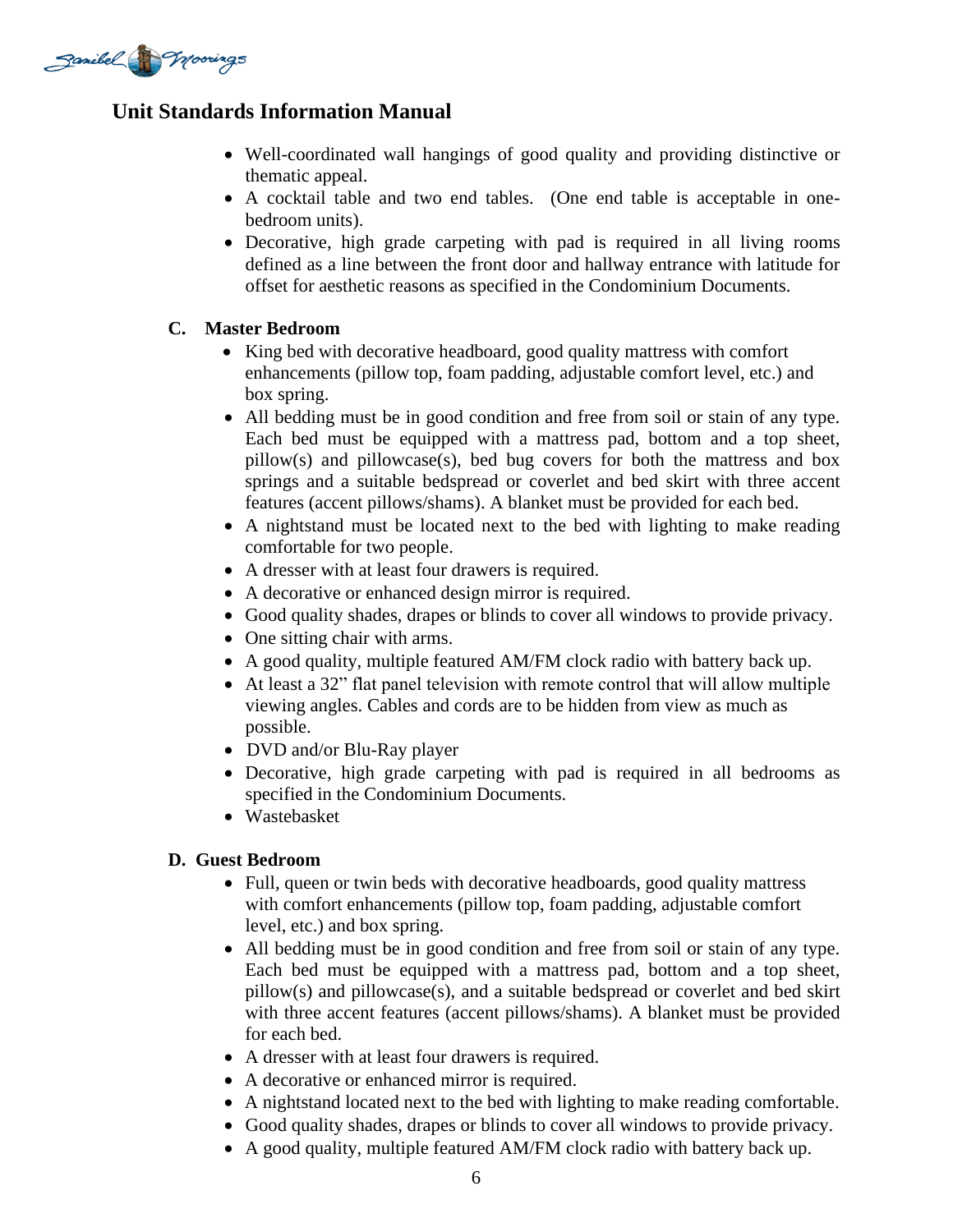## Unit Standards Information Manual

- Well-coordinated wall hangings of good quality and providing distinctive or thematic appeal.
- A cocktail table and two end tables. (One end table is acceptable in one-bedroom units).
- Decorative, high grade carpeting with pad is required in all living rooms defined as a line between the front door and hallway entrance with latitude for offset for aesthetic reasons as specified in the Condominium Documents.

### C. Master Bedroom

- King bed with decorative headboard, good quality mattress with comfort enhancements (pillow top, foam padding, adjustable comfort level, etc.) and box spring.
- All bedding must be in good condition and free from soil or stain of any type. Each bed must be equipped with a mattress pad, bottom and a top sheet, pillow(s) and pillowcase(s), bed bug covers for both the mattress and box springs and a suitable bedspread or coverlet and bed skirt with three accent features (accent pillows/shams). A blanket must be provided for each bed.
- A nightstand must be located next to the bed with lighting to make reading comfortable for two people.
- A dresser with at least four drawers is required.
- A decorative or enhanced design mirror is required.
- Good quality shades, drapes or blinds to cover all windows to provide privacy.
- One sitting chair with arms.
- A good quality, multiple featured AM/FM clock radio with battery back up.
- At least a 32" flat panel television with remote control that will allow multiple viewing angles. Cables and cords are to be hidden from view as much as possible.
- DVD and/or Blu-Ray player
- Decorative, high grade carpeting with pad is required in all bedrooms as specified in the Condominium Documents.
- Wastebasket

### D. Guest Bedroom

- Full, queen or twin beds with decorative headboards, good quality mattress with comfort enhancements (pillow top, foam padding, adjustable comfort level, etc.) and box spring.
- All bedding must be in good condition and free from soil or stain of any type. Each bed must be equipped with a mattress pad, bottom and a top sheet, pillow(s) and pillowcase(s), and a suitable bedspread or coverlet and bed skirt with three accent features (accent pillows/shams). A blanket must be provided for each bed.
- A dresser with at least four drawers is required.
- A decorative or enhanced mirror is required.
- A nightstand located next to the bed with lighting to make reading comfortable.
- Good quality shades, drapes or blinds to cover all windows to provide privacy.
- A good quality, multiple featured AM/FM clock radio with battery back up.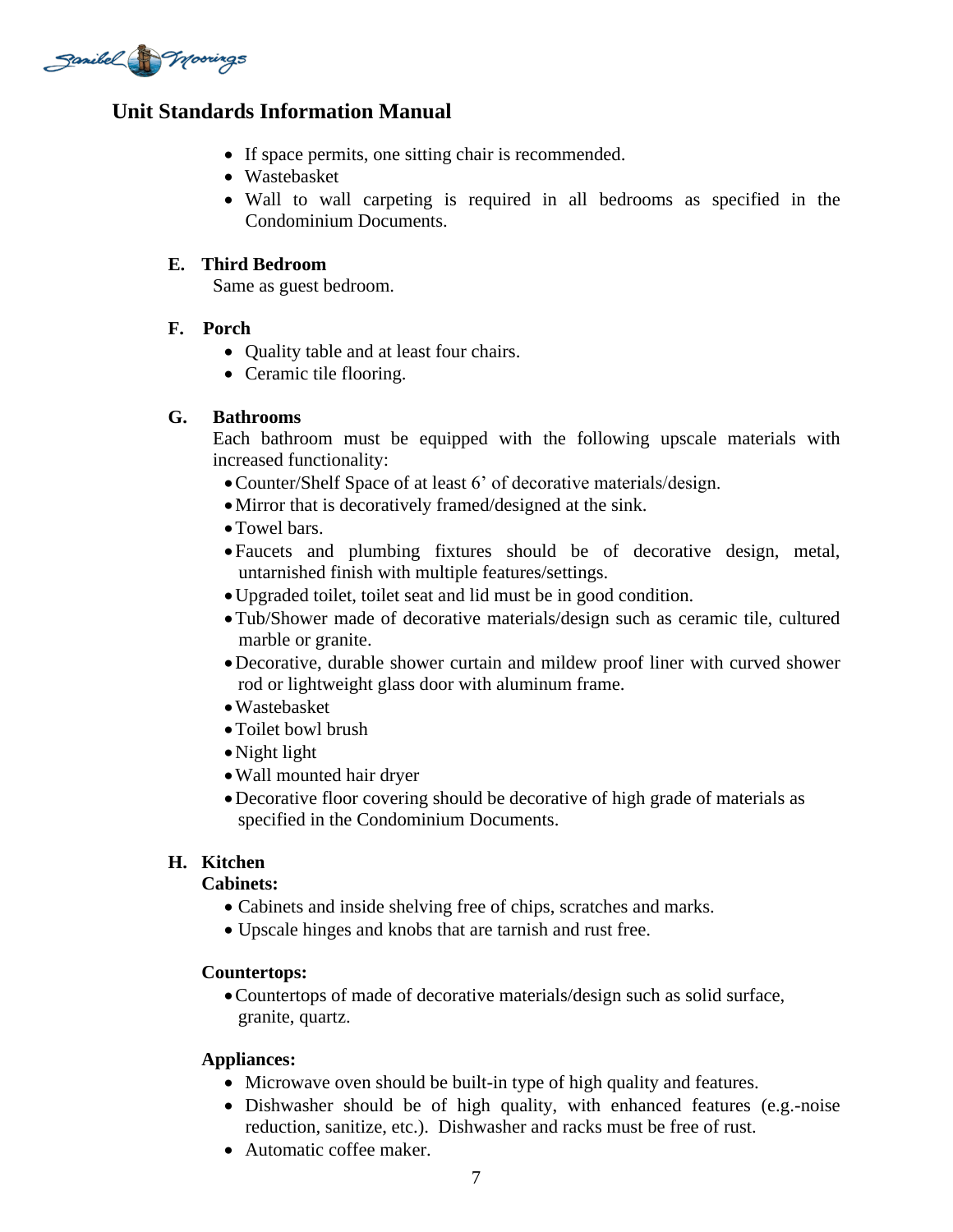## Unit Standards Information Manual

- If space permits, one sitting chair is recommended.
- Wastebasket
- Wall to wall carpeting is required in all bedrooms as specified in the Condominium Documents.

**E. Third Bedroom**

Same as guest bedroom.

**F. Porch**

- Quality table and at least four chairs.
- Ceramic tile flooring.

**G. Bathrooms**

Each bathroom must be equipped with the following upscale materials with increased functionality:

- Counter/Shelf Space of at least 6' of decorative materials/design.
- Mirror that is decoratively framed/designed at the sink.
- Towel bars.
- Faucets and plumbing fixtures should be of decorative design, metal, untarnished finish with multiple features/settings.
- Upgraded toilet, toilet seat and lid must be in good condition.
- Tub/Shower made of decorative materials/design such as ceramic tile, cultured marble or granite.
- Decorative, durable shower curtain and mildew proof liner with curved shower rod or lightweight glass door with aluminum frame.
- Wastebasket
- Toilet bowl brush
- Night light
- Wall mounted hair dryer
- Decorative floor covering should be decorative of high grade of materials as specified in the Condominium Documents.

**H. Kitchen**

**Cabinets:**

- Cabinets and inside shelving free of chips, scratches and marks.
- Upscale hinges and knobs that are tarnish and rust free.

**Countertops:**

- Countertops of made of decorative materials/design such as solid surface, granite, quartz.

**Appliances:**

- Microwave oven should be built-in type of high quality and features.
- Dishwasher should be of high quality, with enhanced features (e.g.-noise reduction, sanitize, etc.). Dishwasher and racks must be free of rust.
- Automatic coffee maker.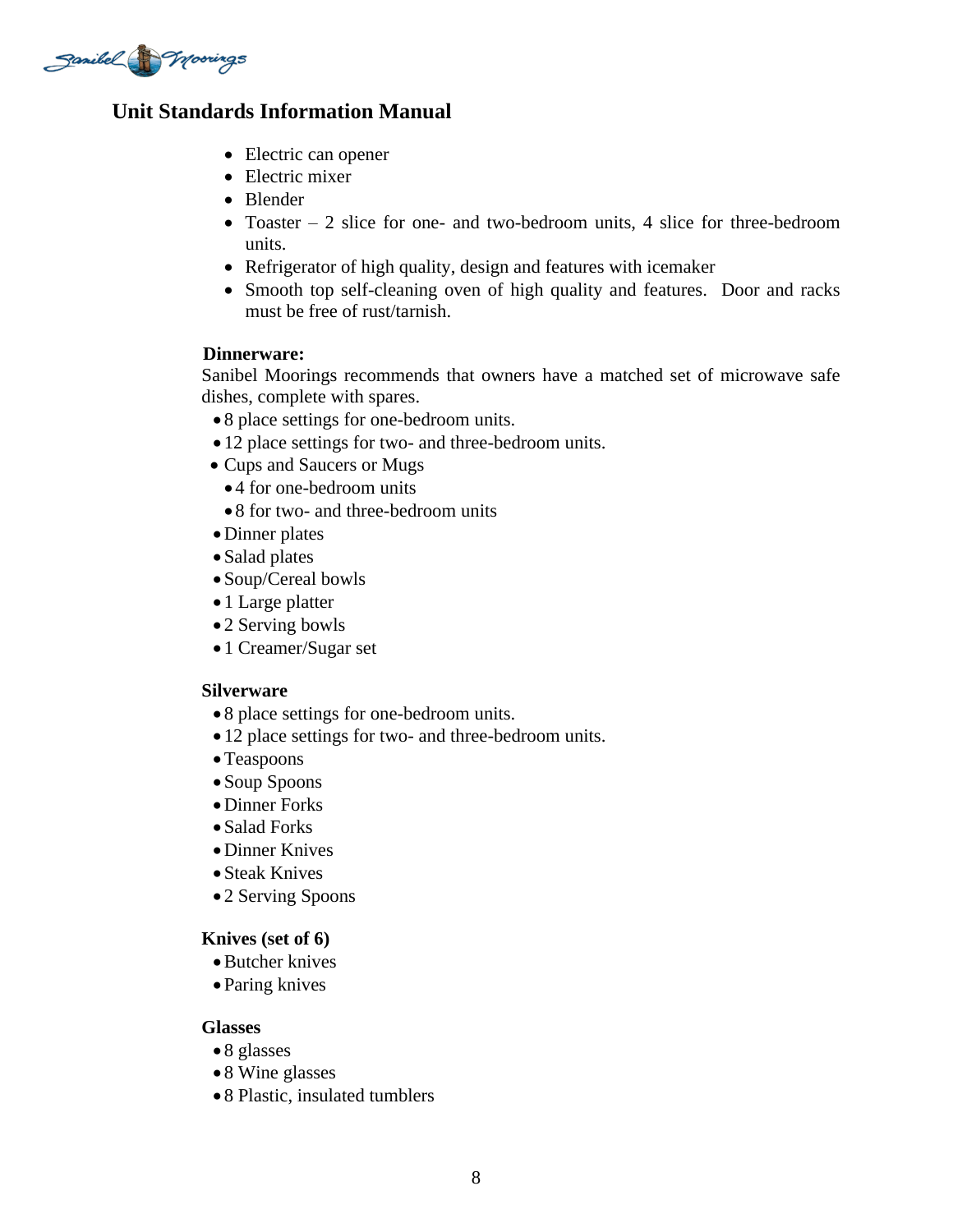## Unit Standards Information Manual

- Electric can opener
- Electric mixer
- Blender
- Toaster – 2 slice for one- and two-bedroom units, 4 slice for three-bedroom units.
- Refrigerator of high quality, design and features with icemaker
- Smooth top self-cleaning oven of high quality and features. Door and racks must be free of rust/tarnish.

**Dinnerware:**

Sanibel Moorings recommends that owners have a matched set of microwave safe dishes, complete with spares.

- 8 place settings for one-bedroom units.
- 12 place settings for two- and three-bedroom units.
- Cups and Saucers or Mugs
  - 4 for one-bedroom units
  - 8 for two- and three-bedroom units
- Dinner plates
- Salad plates
- Soup/Cereal bowls
- 1 Large platter
- 2 Serving bowls
- 1 Creamer/Sugar set

**Silverware**

- 8 place settings for one-bedroom units.
- 12 place settings for two- and three-bedroom units.
- Teaspoons
- Soup Spoons
- Dinner Forks
- Salad Forks
- Dinner Knives
- Steak Knives
- 2 Serving Spoons

**Knives (set of 6)**

- Butcher knives
- Paring knives

**Glasses**

- 8 glasses
- 8 Wine glasses
- 8 Plastic, insulated tumblers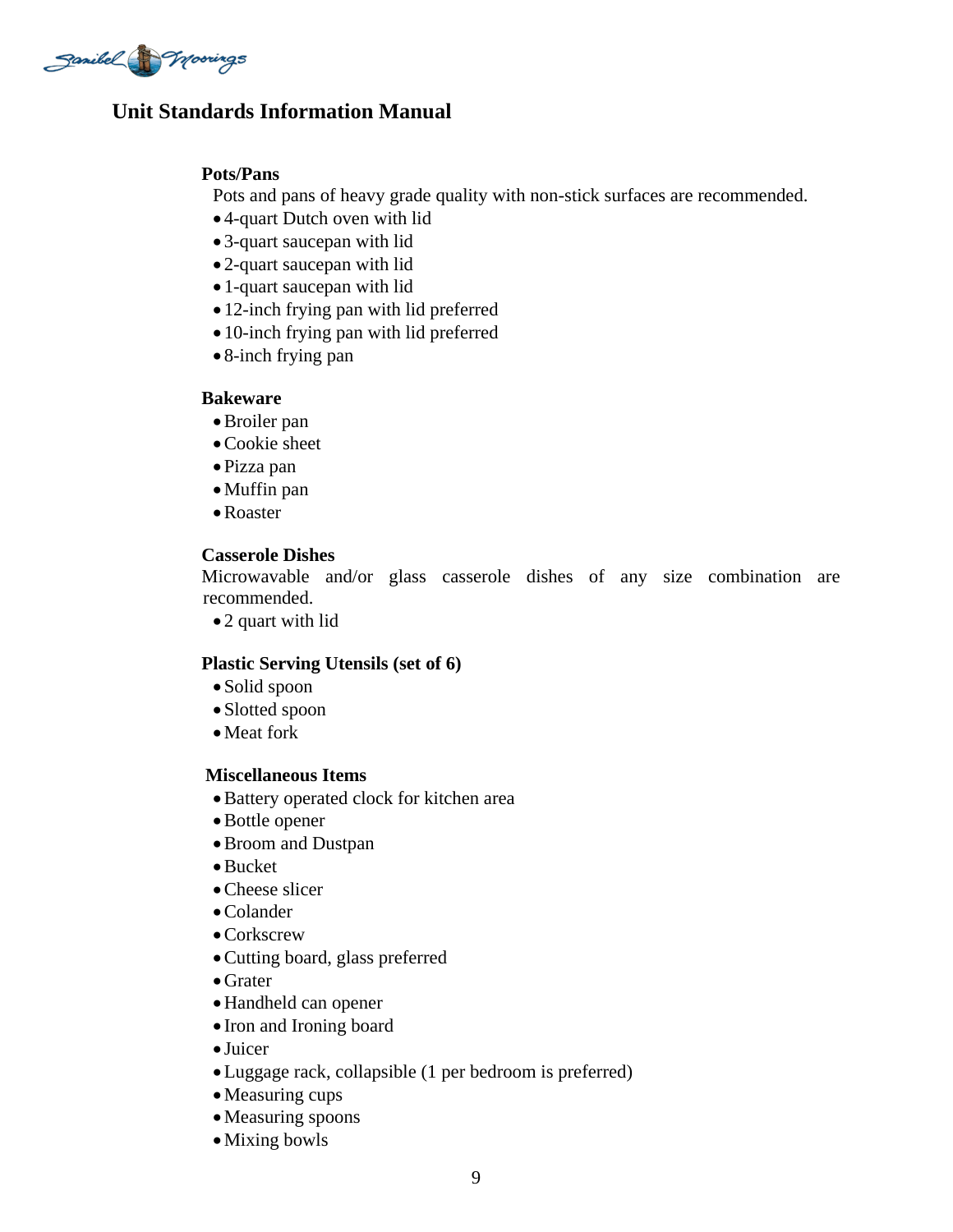## Unit Standards Information Manual

**Pots/Pans**

Pots and pans of heavy grade quality with non-stick surfaces are recommended.

- 4-quart Dutch oven with lid
- 3-quart saucepan with lid
- 2-quart saucepan with lid
- 1-quart saucepan with lid
- 12-inch frying pan with lid preferred
- 10-inch frying pan with lid preferred
- 8-inch frying pan

**Bakeware**

- Broiler pan
- Cookie sheet
- Pizza pan
- Muffin pan
- Roaster

**Casserole Dishes**

Microwavable and/or glass casserole dishes of any size combination are recommended.

- 2 quart with lid

**Plastic Serving Utensils (set of 6)**

- Solid spoon
- Slotted spoon
- Meat fork

**Miscellaneous Items**

- Battery operated clock for kitchen area
- Bottle opener
- Broom and Dustpan
- Bucket
- Cheese slicer
- Colander
- Corkscrew
- Cutting board, glass preferred
- Grater
- Handheld can opener
- Iron and Ironing board
- Juicer
- Luggage rack, collapsible (1 per bedroom is preferred)
- Measuring cups
- Measuring spoons
- Mixing bowls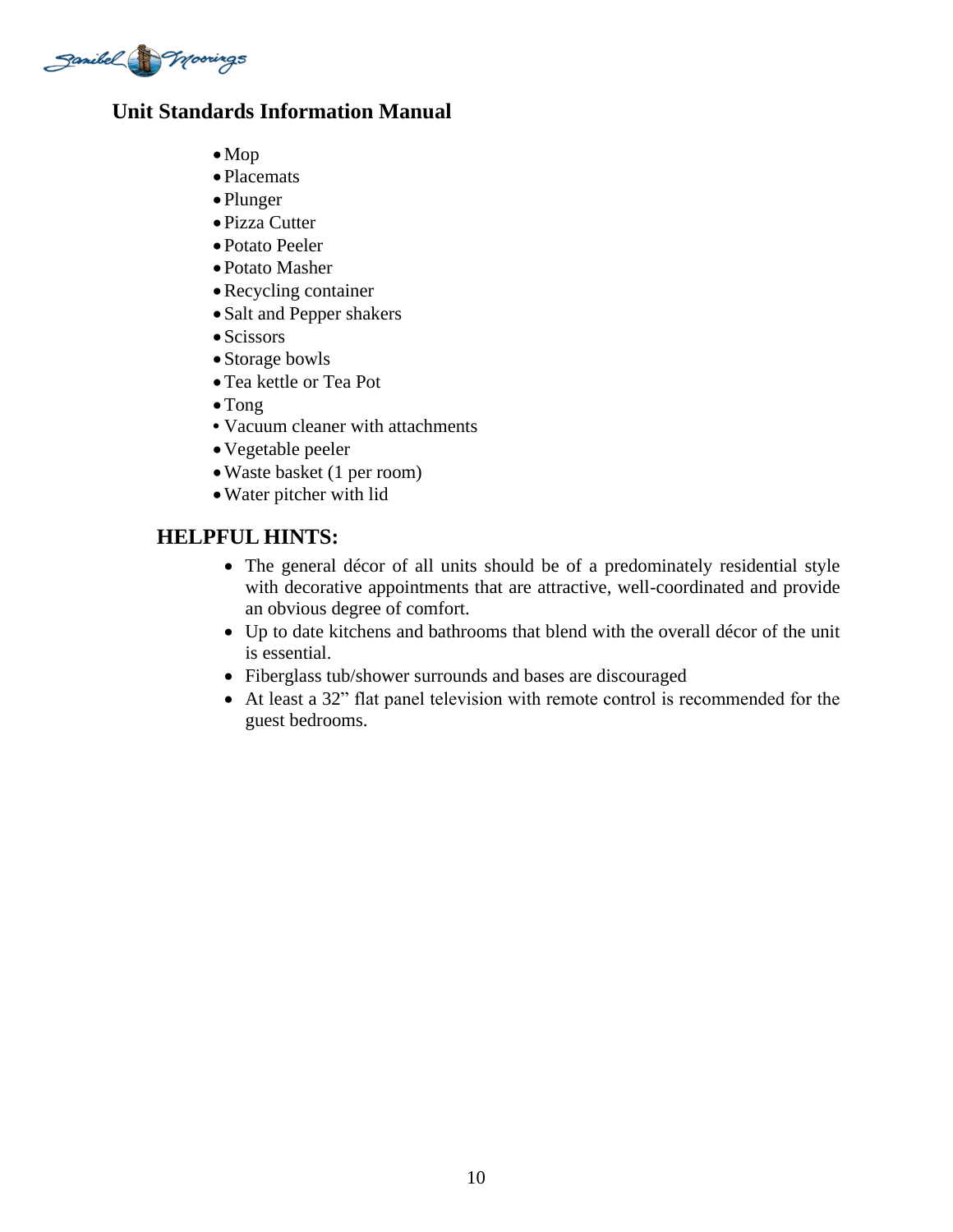## Unit Standards Information Manual

- Mop
- Placemats
- Plunger
- Pizza Cutter
- Potato Peeler
- Potato Masher
- Recycling container
- Salt and Pepper shakers
- Scissors
- Storage bowls
- Tea kettle or Tea Pot
- Tong
- Vacuum cleaner with attachments
- Vegetable peeler
- Waste basket (1 per room)
- Water pitcher with lid

### HELPFUL HINTS:

- The general décor of all units should be of a predominately residential style with decorative appointments that are attractive, well-coordinated and provide an obvious degree of comfort.
- Up to date kitchens and bathrooms that blend with the overall décor of the unit is essential.
- Fiberglass tub/shower surrounds and bases are discouraged
- At least a 32" flat panel television with remote control is recommended for the guest bedrooms.